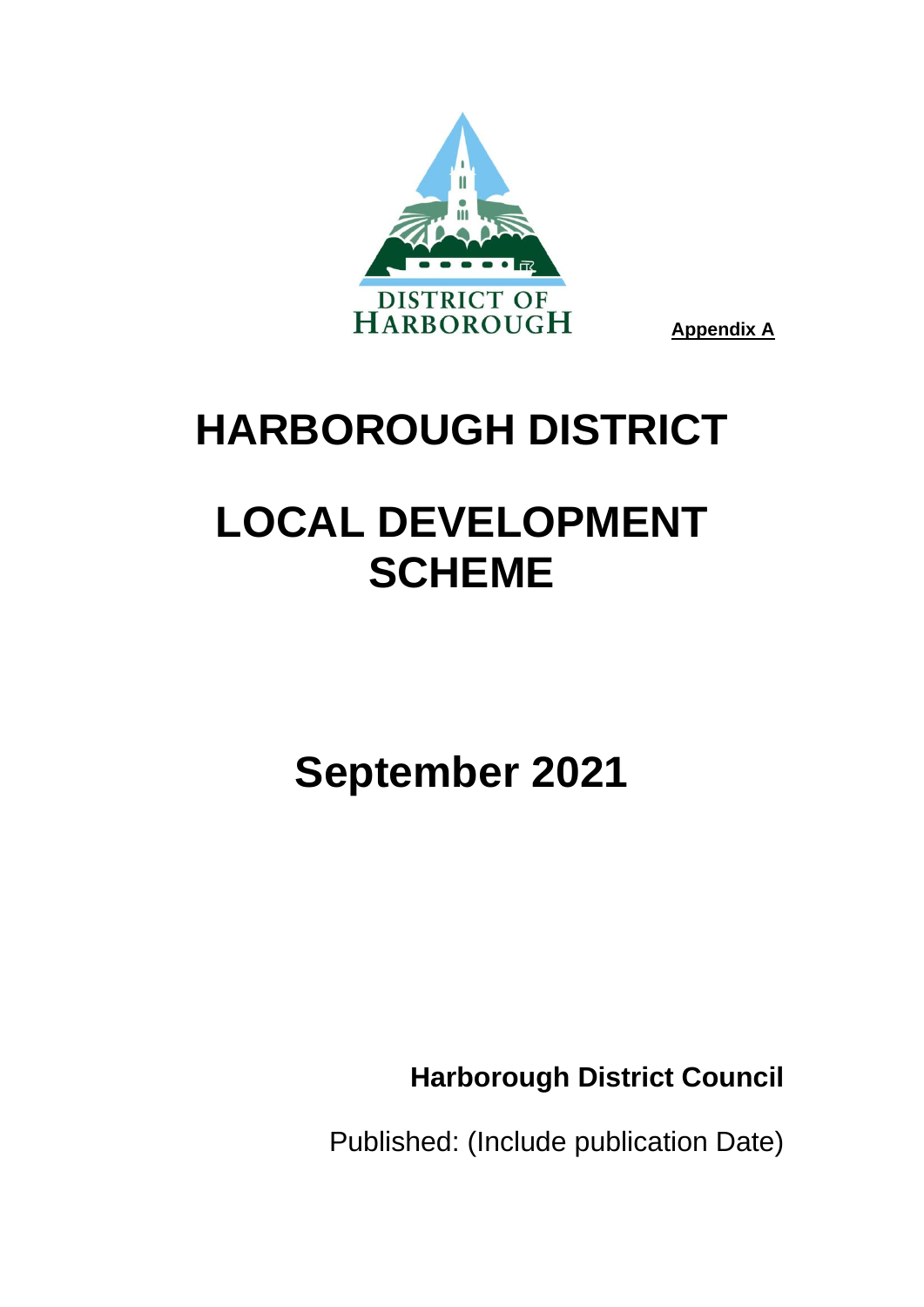DISTRICT OF HARBOROUGH

**Appendix A**

# HARBOROUGH DISTRICT

# LOCAL DEVELOPMENT SCHEME

## September 2021

**Harborough District Council**

Published: (Include publication Date)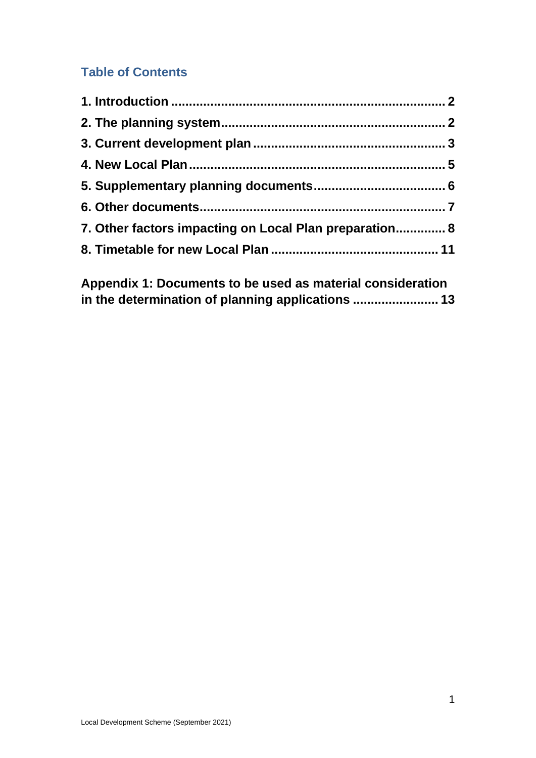## Table of Contents

**1. Introduction ........................................................................... 2**

**2. The planning system.............................................................. 2**

**3. Current development plan ..................................................... 3**

**4. New Local Plan ....................................................................... 5**

**5. Supplementary planning documents.................................... 6**

**6. Other documents.................................................................... 7**

**7. Other factors impacting on Local Plan preparation............. 8**

**8. Timetable for new Local Plan .............................................. 11**

**Appendix 1: Documents to be used as material consideration in the determination of planning applications ....................... 13**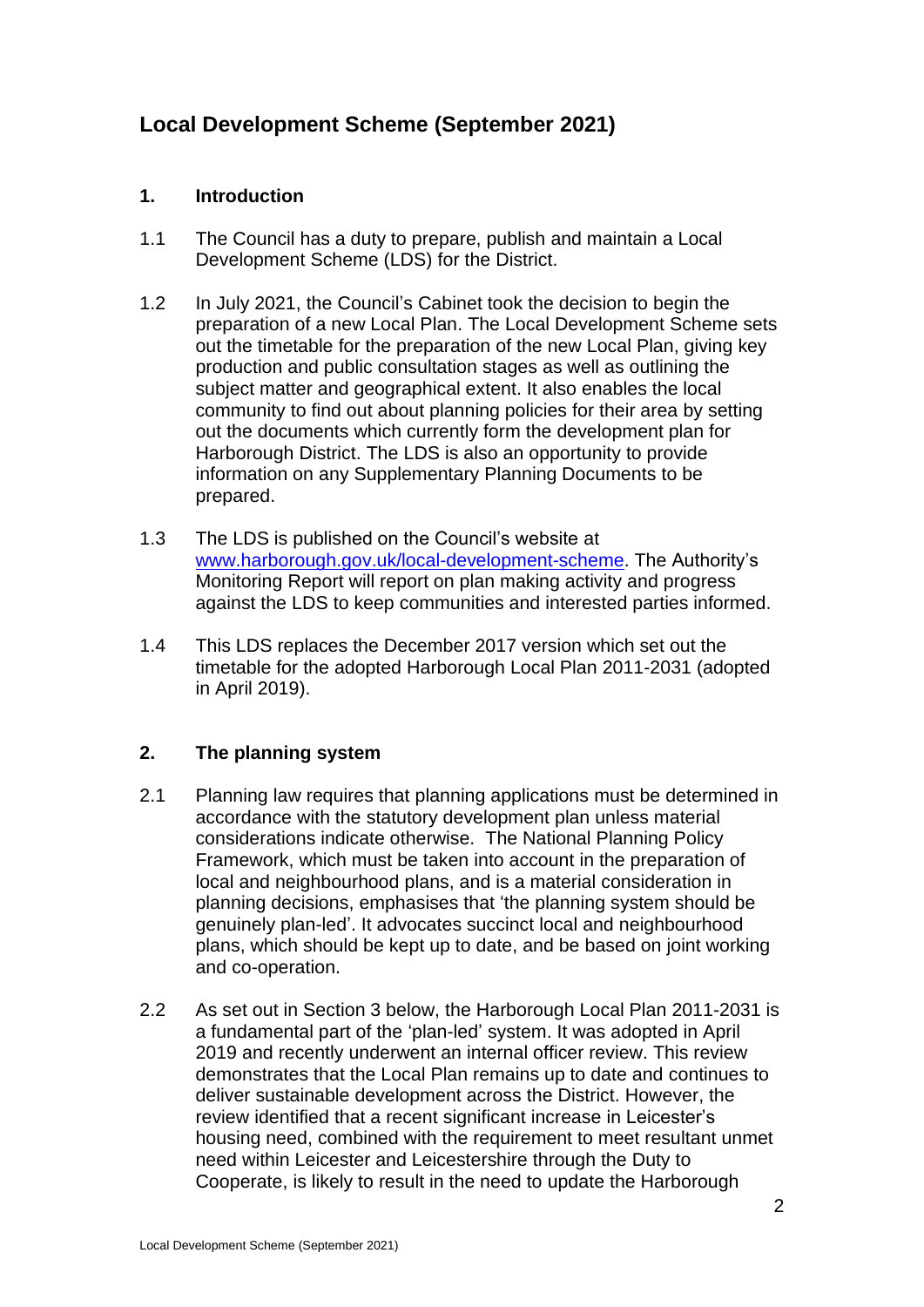# Local Development Scheme (September 2021)

## 1. Introduction

1.1 The Council has a duty to prepare, publish and maintain a Local Development Scheme (LDS) for the District.

1.2 In July 2021, the Council's Cabinet took the decision to begin the preparation of a new Local Plan. The Local Development Scheme sets out the timetable for the preparation of the new Local Plan, giving key production and public consultation stages as well as outlining the subject matter and geographical extent. It also enables the local community to find out about planning policies for their area by setting out the documents which currently form the development plan for Harborough District. The LDS is also an opportunity to provide information on any Supplementary Planning Documents to be prepared.

1.3 The LDS is published on the Council's website at [www.harborough.gov.uk/local-development-scheme](www.harborough.gov.uk/local-development-scheme). The Authority's Monitoring Report will report on plan making activity and progress against the LDS to keep communities and interested parties informed.

1.4 This LDS replaces the December 2017 version which set out the timetable for the adopted Harborough Local Plan 2011-2031 (adopted in April 2019).

## 2. The planning system

2.1 Planning law requires that planning applications must be determined in accordance with the statutory development plan unless material considerations indicate otherwise. The National Planning Policy Framework, which must be taken into account in the preparation of local and neighbourhood plans, and is a material consideration in planning decisions, emphasises that 'the planning system should be genuinely plan-led'. It advocates succinct local and neighbourhood plans, which should be kept up to date, and be based on joint working and co-operation.

2.2 As set out in Section 3 below, the Harborough Local Plan 2011-2031 is a fundamental part of the 'plan-led' system. It was adopted in April 2019 and recently underwent an internal officer review. This review demonstrates that the Local Plan remains up to date and continues to deliver sustainable development across the District. However, the review identified that a recent significant increase in Leicester's housing need, combined with the requirement to meet resultant unmet need within Leicester and Leicestershire through the Duty to Cooperate, is likely to result in the need to update the Harborough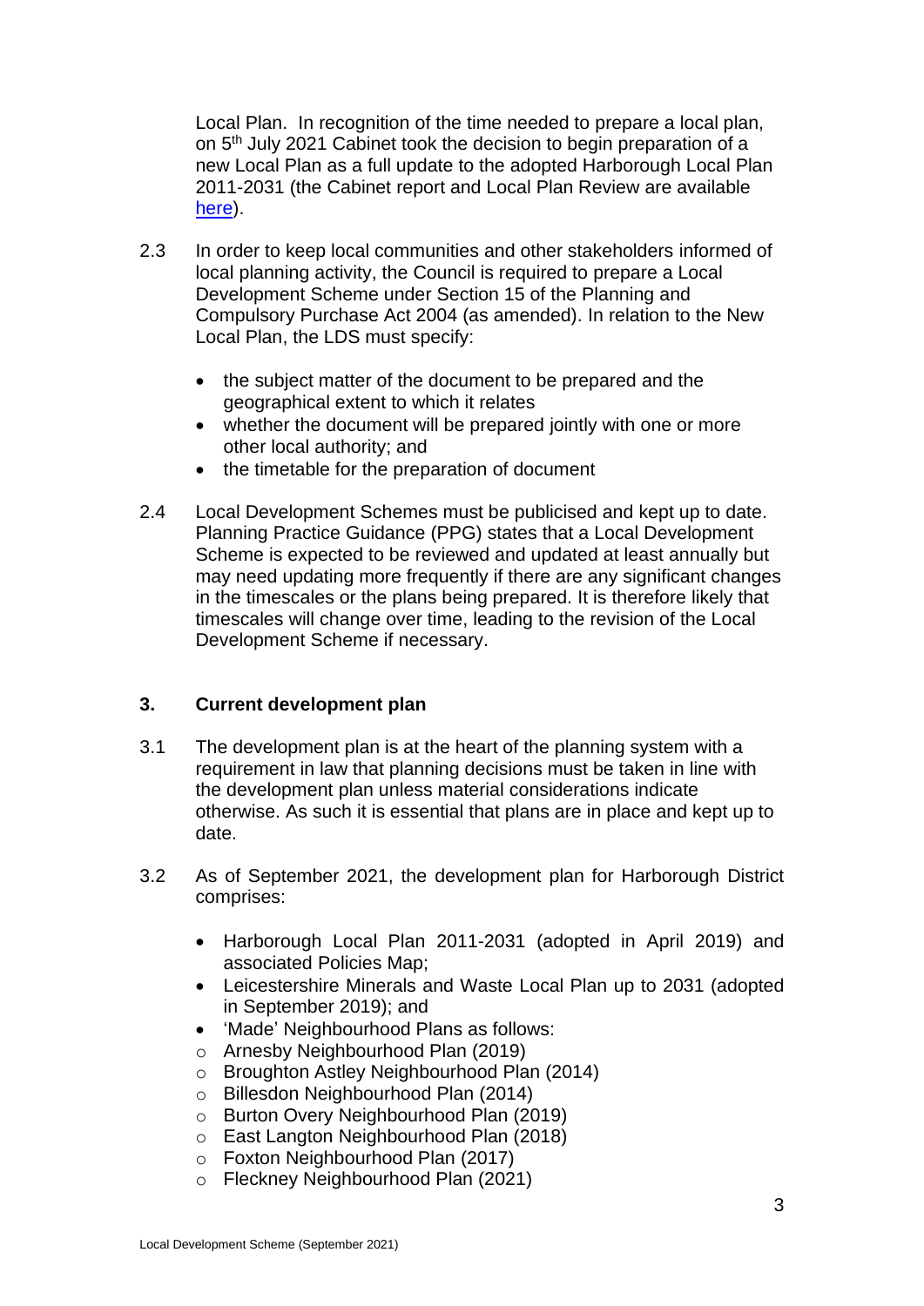Local Plan. In recognition of the time needed to prepare a local plan, on 5th July 2021 Cabinet took the decision to begin preparation of a new Local Plan as a full update to the adopted Harborough Local Plan 2011-2031 (the Cabinet report and Local Plan Review are available here).

2.3 In order to keep local communities and other stakeholders informed of local planning activity, the Council is required to prepare a Local Development Scheme under Section 15 of the Planning and Compulsory Purchase Act 2004 (as amended). In relation to the New Local Plan, the LDS must specify:

- the subject matter of the document to be prepared and the geographical extent to which it relates
- whether the document will be prepared jointly with one or more other local authority; and
- the timetable for the preparation of document

2.4 Local Development Schemes must be publicised and kept up to date. Planning Practice Guidance (PPG) states that a Local Development Scheme is expected to be reviewed and updated at least annually but may need updating more frequently if there are any significant changes in the timescales or the plans being prepared. It is therefore likely that timescales will change over time, leading to the revision of the Local Development Scheme if necessary.

## 3. Current development plan

3.1 The development plan is at the heart of the planning system with a requirement in law that planning decisions must be taken in line with the development plan unless material considerations indicate otherwise. As such it is essential that plans are in place and kept up to date.

3.2 As of September 2021, the development plan for Harborough District comprises:

- Harborough Local Plan 2011-2031 (adopted in April 2019) and associated Policies Map;
- Leicestershire Minerals and Waste Local Plan up to 2031 (adopted in September 2019); and
- 'Made' Neighbourhood Plans as follows:
  - Arnesby Neighbourhood Plan (2019)
  - Broughton Astley Neighbourhood Plan (2014)
  - Billesdon Neighbourhood Plan (2014)
  - Burton Overy Neighbourhood Plan (2019)
  - East Langton Neighbourhood Plan (2018)
  - Foxton Neighbourhood Plan (2017)
  - Fleckney Neighbourhood Plan (2021)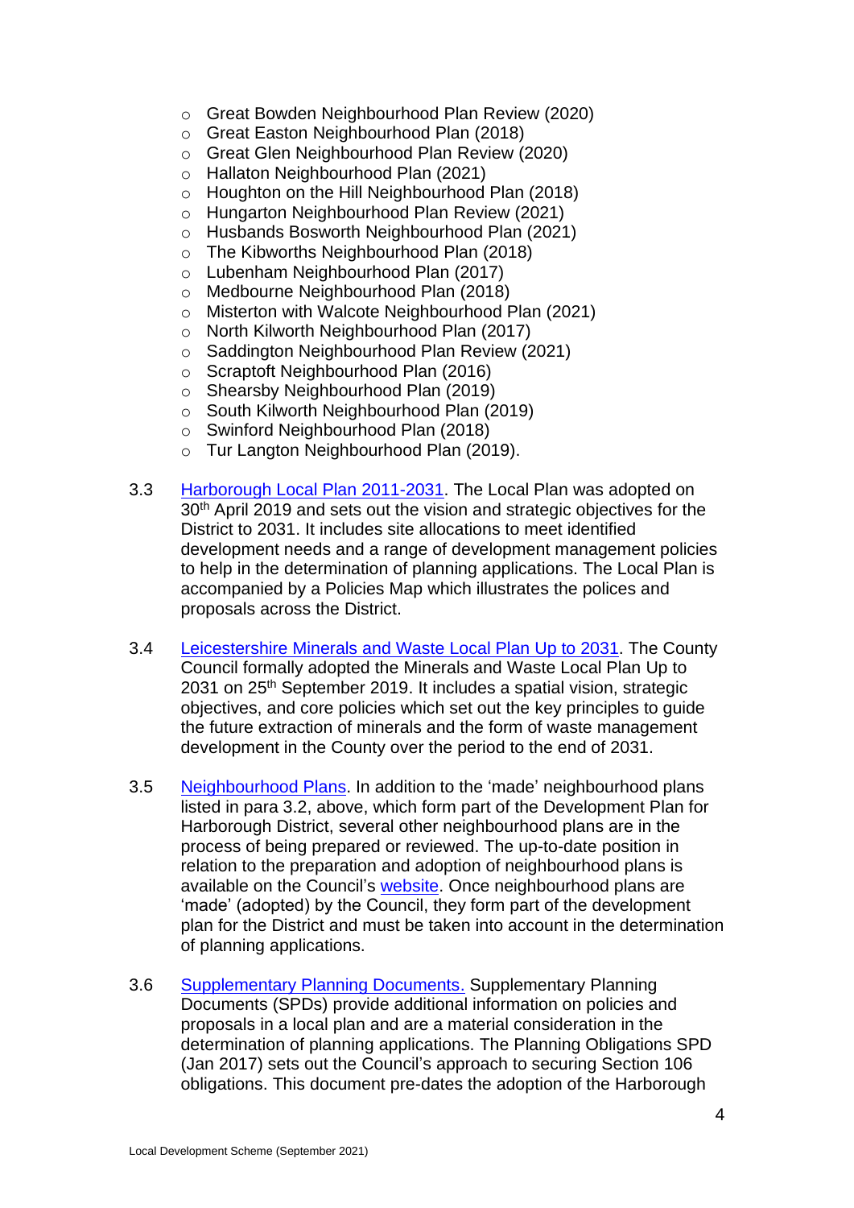- Great Bowden Neighbourhood Plan Review (2020)
- Great Easton Neighbourhood Plan (2018)
- Great Glen Neighbourhood Plan Review (2020)
- Hallaton Neighbourhood Plan (2021)
- Houghton on the Hill Neighbourhood Plan (2018)
- Hungarton Neighbourhood Plan Review (2021)
- Husbands Bosworth Neighbourhood Plan (2021)
- The Kibworths Neighbourhood Plan (2018)
- Lubenham Neighbourhood Plan (2017)
- Medbourne Neighbourhood Plan (2018)
- Misterton with Walcote Neighbourhood Plan (2021)
- North Kilworth Neighbourhood Plan (2017)
- Saddington Neighbourhood Plan Review (2021)
- Scraptoft Neighbourhood Plan (2016)
- Shearsby Neighbourhood Plan (2019)
- South Kilworth Neighbourhood Plan (2019)
- Swinford Neighbourhood Plan (2018)
- Tur Langton Neighbourhood Plan (2019).

3.3 Harborough Local Plan 2011-2031. The Local Plan was adopted on 30th April 2019 and sets out the vision and strategic objectives for the District to 2031. It includes site allocations to meet identified development needs and a range of development management policies to help in the determination of planning applications. The Local Plan is accompanied by a Policies Map which illustrates the polices and proposals across the District.

3.4 Leicestershire Minerals and Waste Local Plan Up to 2031. The County Council formally adopted the Minerals and Waste Local Plan Up to 2031 on 25th September 2019. It includes a spatial vision, strategic objectives, and core policies which set out the key principles to guide the future extraction of minerals and the form of waste management development in the County over the period to the end of 2031.

3.5 Neighbourhood Plans. In addition to the 'made' neighbourhood plans listed in para 3.2, above, which form part of the Development Plan for Harborough District, several other neighbourhood plans are in the process of being prepared or reviewed. The up-to-date position in relation to the preparation and adoption of neighbourhood plans is available on the Council's website. Once neighbourhood plans are 'made' (adopted) by the Council, they form part of the development plan for the District and must be taken into account in the determination of planning applications.

3.6 Supplementary Planning Documents. Supplementary Planning Documents (SPDs) provide additional information on policies and proposals in a local plan and are a material consideration in the determination of planning applications. The Planning Obligations SPD (Jan 2017) sets out the Council's approach to securing Section 106 obligations. This document pre-dates the adoption of the Harborough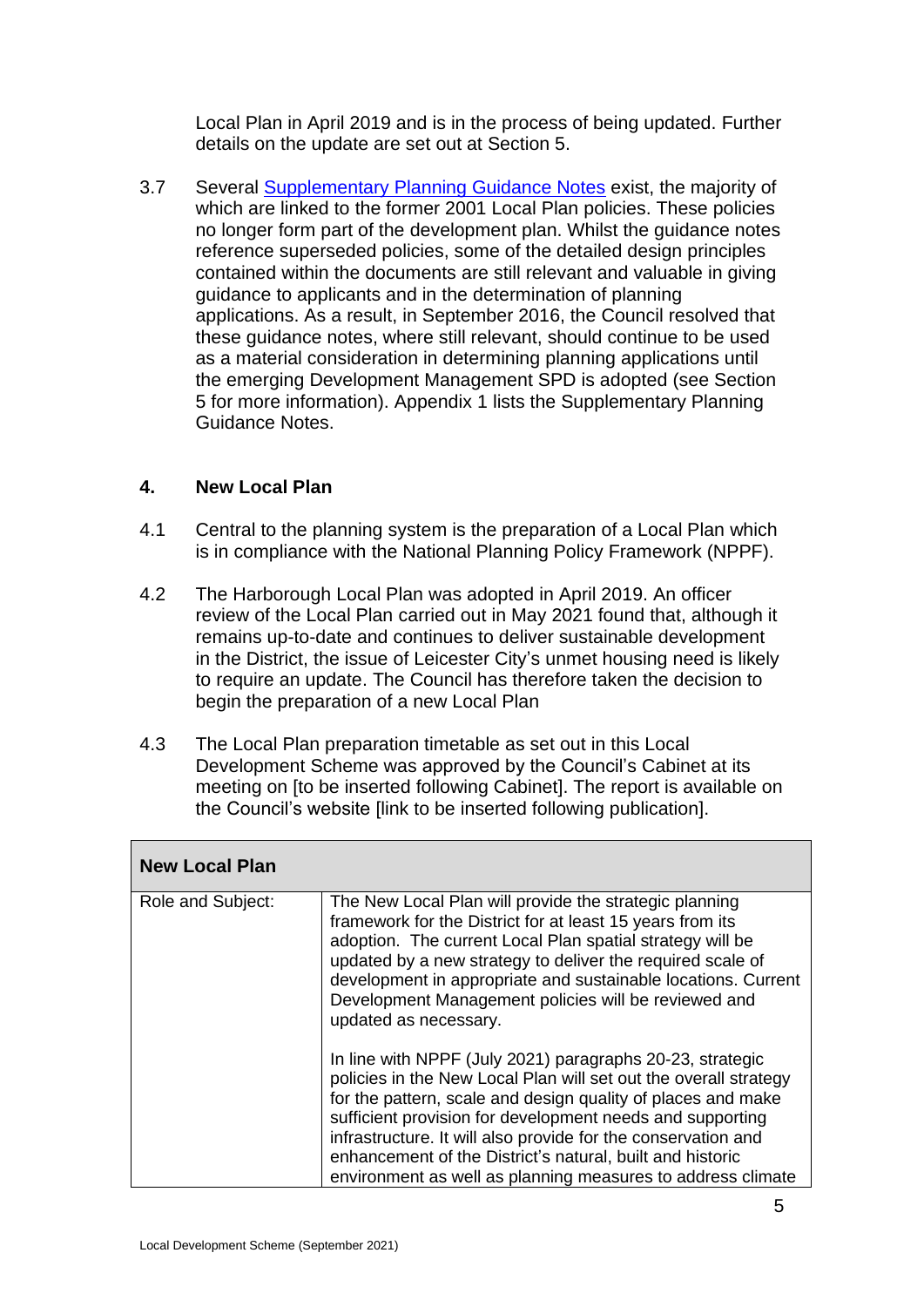Local Plan in April 2019 and is in the process of being updated. Further details on the update are set out at Section 5.

3.7 Several [Supplementary Planning Guidance Notes] exist, the majority of which are linked to the former 2001 Local Plan policies. These policies no longer form part of the development plan. Whilst the guidance notes reference superseded policies, some of the detailed design principles contained within the documents are still relevant and valuable in giving guidance to applicants and in the determination of planning applications. As a result, in September 2016, the Council resolved that these guidance notes, where still relevant, should continue to be used as a material consideration in determining planning applications until the emerging Development Management SPD is adopted (see Section 5 for more information). Appendix 1 lists the Supplementary Planning Guidance Notes.

## 4. New Local Plan

4.1 Central to the planning system is the preparation of a Local Plan which is in compliance with the National Planning Policy Framework (NPPF).

4.2 The Harborough Local Plan was adopted in April 2019. An officer review of the Local Plan carried out in May 2021 found that, although it remains up-to-date and continues to deliver sustainable development in the District, the issue of Leicester City's unmet housing need is likely to require an update. The Council has therefore taken the decision to begin the preparation of a new Local Plan

4.3 The Local Plan preparation timetable as set out in this Local Development Scheme was approved by the Council's Cabinet at its meeting on [to be inserted following Cabinet]. The report is available on the Council's website [link to be inserted following publication].

| **New Local Plan** | |
|---|---|
| Role and Subject: | The New Local Plan will provide the strategic planning framework for the District for at least 15 years from its adoption. The current Local Plan spatial strategy will be updated by a new strategy to deliver the required scale of development in appropriate and sustainable locations. Current Development Management policies will be reviewed and updated as necessary.<br><br>In line with NPPF (July 2021) paragraphs 20-23, strategic policies in the New Local Plan will set out the overall strategy for the pattern, scale and design quality of places and make sufficient provision for development needs and supporting infrastructure. It will also provide for the conservation and enhancement of the District's natural, built and historic environment as well as planning measures to address climate |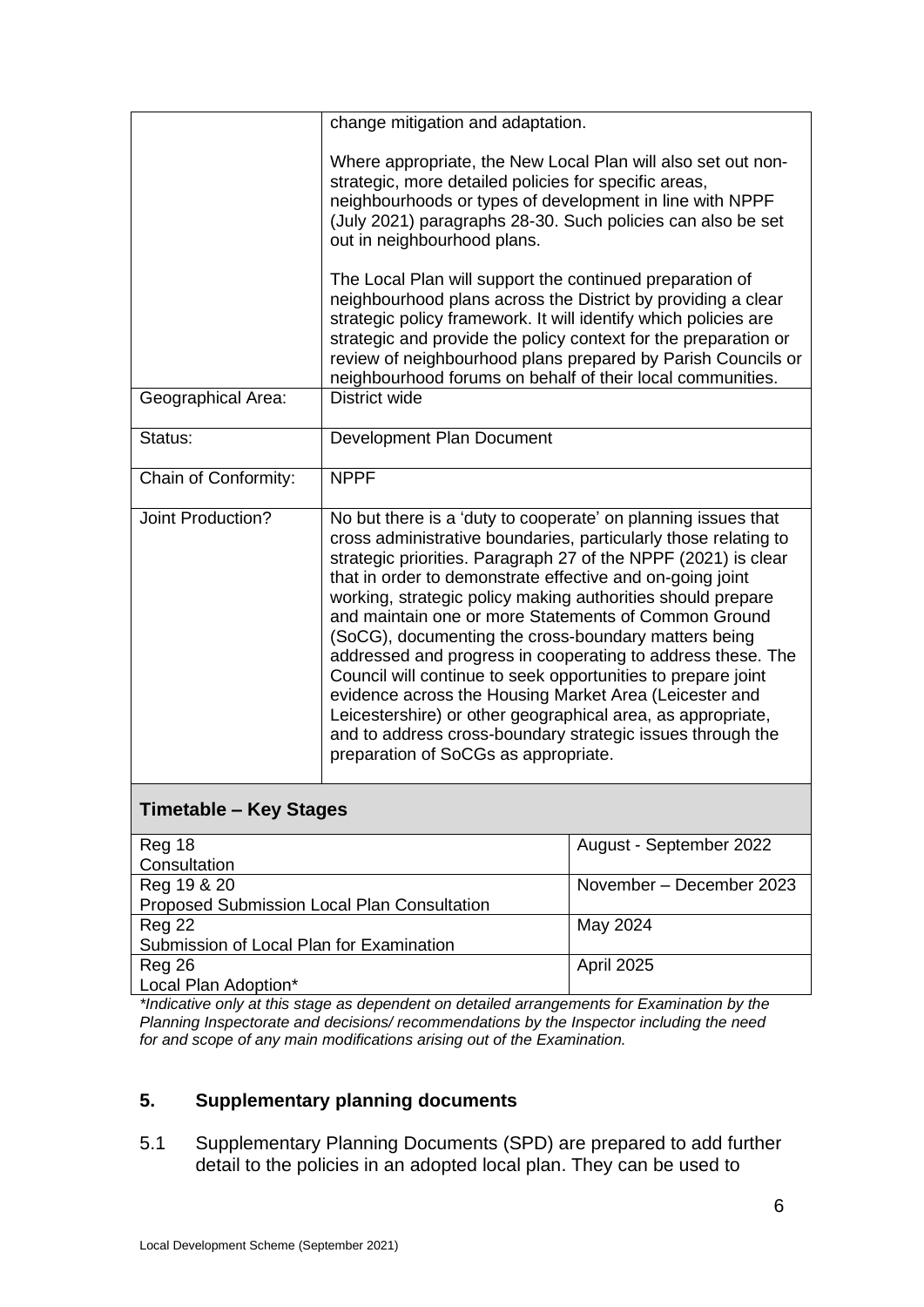| | |
|---|---|
| | change mitigation and adaptation.<br><br>Where appropriate, the New Local Plan will also set out non-strategic, more detailed policies for specific areas, neighbourhoods or types of development in line with NPPF (July 2021) paragraphs 28-30. Such policies can also be set out in neighbourhood plans.<br><br>The Local Plan will support the continued preparation of neighbourhood plans across the District by providing a clear strategic policy framework. It will identify which policies are strategic and provide the policy context for the preparation or review of neighbourhood plans prepared by Parish Councils or neighbourhood forums on behalf of their local communities. |
| Geographical Area: | District wide |
| Status: | Development Plan Document |
| Chain of Conformity: | NPPF |
| Joint Production? | No but there is a 'duty to cooperate' on planning issues that cross administrative boundaries, particularly those relating to strategic priorities. Paragraph 27 of the NPPF (2021) is clear that in order to demonstrate effective and on-going joint working, strategic policy making authorities should prepare and maintain one or more Statements of Common Ground (SoCG), documenting the cross-boundary matters being addressed and progress in cooperating to address these. The Council will continue to seek opportunities to prepare joint evidence across the Housing Market Area (Leicester and Leicestershire) or other geographical area, as appropriate, and to address cross-boundary strategic issues through the preparation of SoCGs as appropriate. |

**Timetable – Key Stages**

| | |
|---|---|
| Reg 18<br>Consultation | August - September 2022 |
| Reg 19 & 20<br>Proposed Submission Local Plan Consultation | November – December 2023 |
| Reg 22<br>Submission of Local Plan for Examination | May 2024 |
| Reg 26<br>Local Plan Adoption* | April 2025 |

*\*Indicative only at this stage as dependent on detailed arrangements for Examination by the Planning Inspectorate and decisions/ recommendations by the Inspector including the need for and scope of any main modifications arising out of the Examination.*

## 5. Supplementary planning documents

5.1 Supplementary Planning Documents (SPD) are prepared to add further detail to the policies in an adopted local plan. They can be used to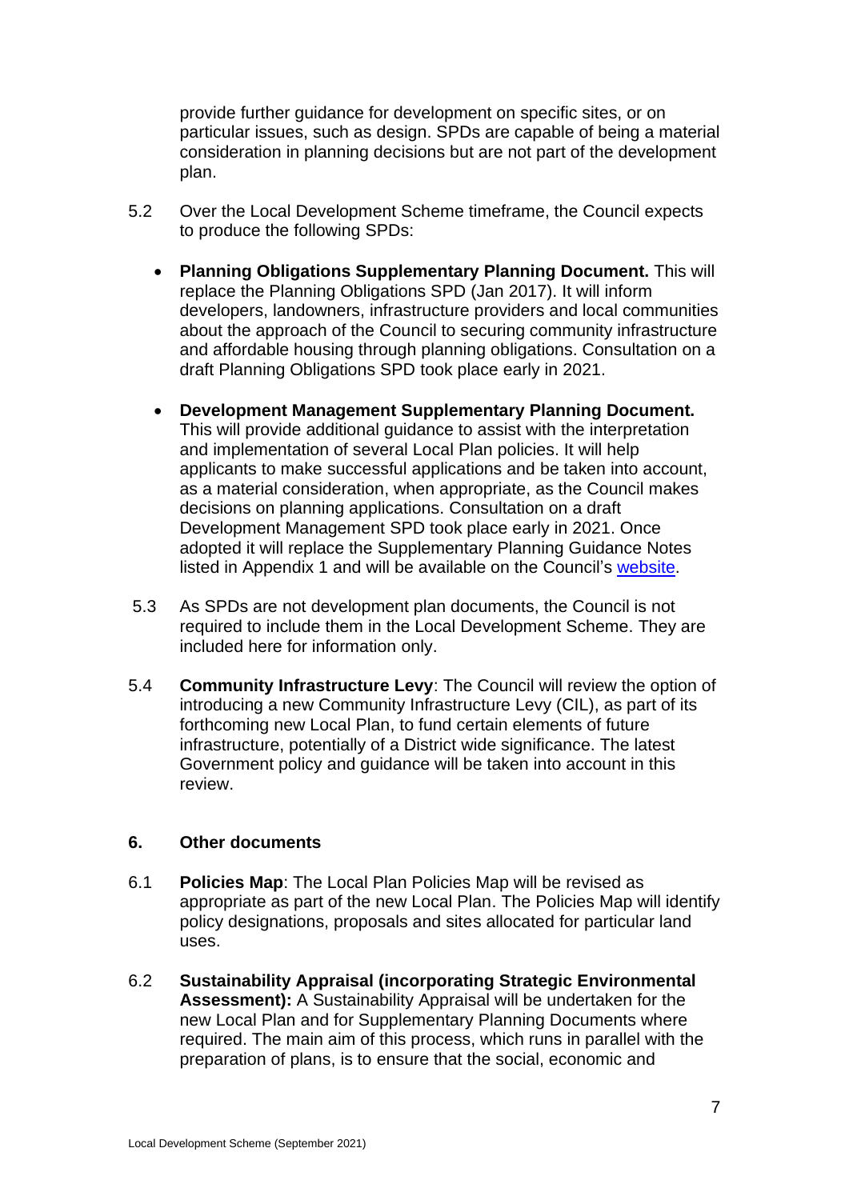provide further guidance for development on specific sites, or on particular issues, such as design. SPDs are capable of being a material consideration in planning decisions but are not part of the development plan.

5.2 Over the Local Development Scheme timeframe, the Council expects to produce the following SPDs:

- **Planning Obligations Supplementary Planning Document.** This will replace the Planning Obligations SPD (Jan 2017). It will inform developers, landowners, infrastructure providers and local communities about the approach of the Council to securing community infrastructure and affordable housing through planning obligations. Consultation on a draft Planning Obligations SPD took place early in 2021.

- **Development Management Supplementary Planning Document.** This will provide additional guidance to assist with the interpretation and implementation of several Local Plan policies. It will help applicants to make successful applications and be taken into account, as a material consideration, when appropriate, as the Council makes decisions on planning applications. Consultation on a draft Development Management SPD took place early in 2021. Once adopted it will replace the Supplementary Planning Guidance Notes listed in Appendix 1 and will be available on the Council's website.

5.3 As SPDs are not development plan documents, the Council is not required to include them in the Local Development Scheme. They are included here for information only.

5.4 **Community Infrastructure Levy**: The Council will review the option of introducing a new Community Infrastructure Levy (CIL), as part of its forthcoming new Local Plan, to fund certain elements of future infrastructure, potentially of a District wide significance. The latest Government policy and guidance will be taken into account in this review.

## 6. Other documents

6.1 **Policies Map**: The Local Plan Policies Map will be revised as appropriate as part of the new Local Plan. The Policies Map will identify policy designations, proposals and sites allocated for particular land uses.

6.2 **Sustainability Appraisal (incorporating Strategic Environmental Assessment):** A Sustainability Appraisal will be undertaken for the new Local Plan and for Supplementary Planning Documents where required. The main aim of this process, which runs in parallel with the preparation of plans, is to ensure that the social, economic and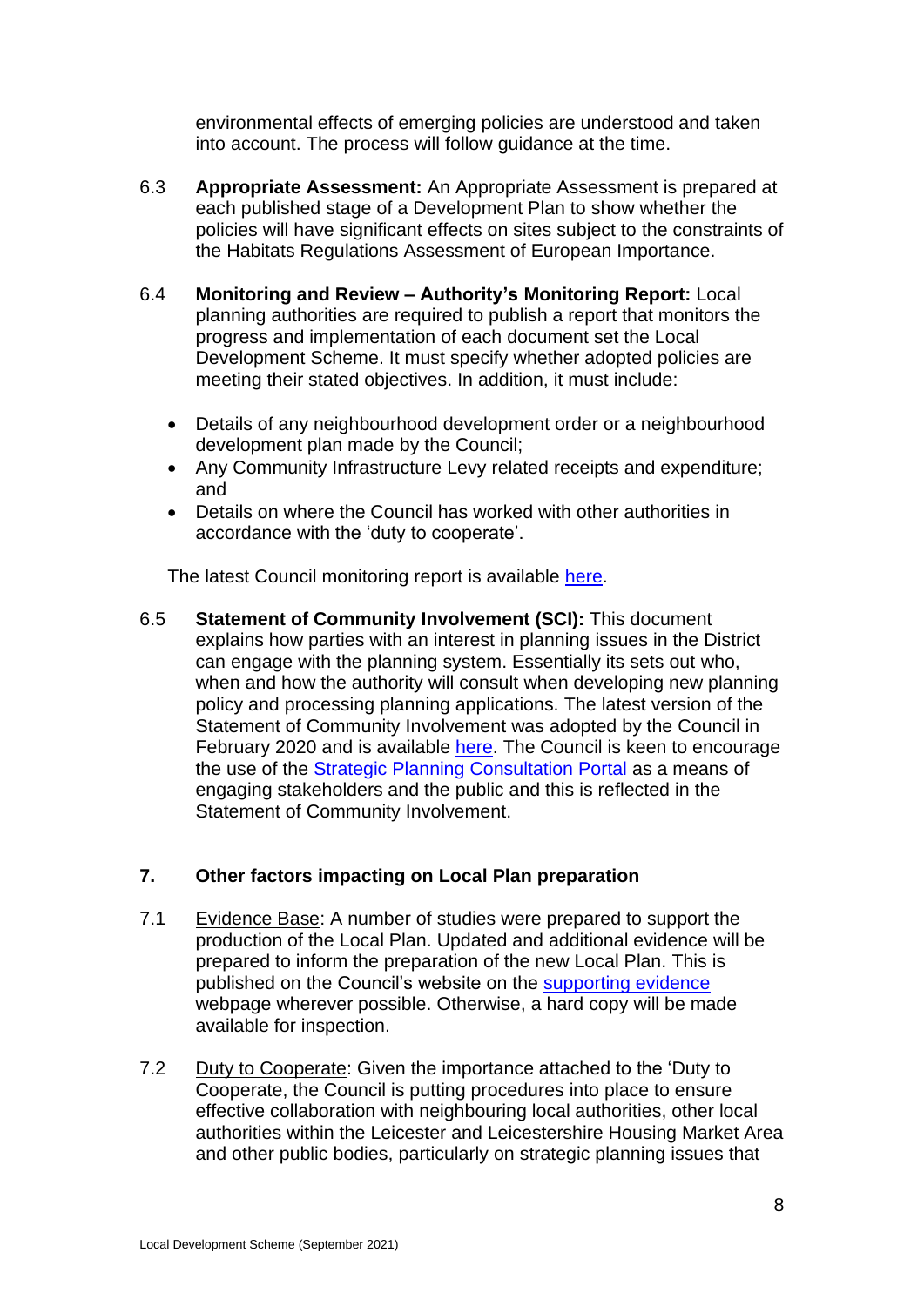environmental effects of emerging policies are understood and taken into account. The process will follow guidance at the time.

6.3 **Appropriate Assessment:** An Appropriate Assessment is prepared at each published stage of a Development Plan to show whether the policies will have significant effects on sites subject to the constraints of the Habitats Regulations Assessment of European Importance.

6.4 **Monitoring and Review – Authority's Monitoring Report:** Local planning authorities are required to publish a report that monitors the progress and implementation of each document set the Local Development Scheme. It must specify whether adopted policies are meeting their stated objectives. In addition, it must include:

- Details of any neighbourhood development order or a neighbourhood development plan made by the Council;
- Any Community Infrastructure Levy related receipts and expenditure; and
- Details on where the Council has worked with other authorities in accordance with the 'duty to cooperate'.

The latest Council monitoring report is available here.

6.5 **Statement of Community Involvement (SCI):** This document explains how parties with an interest in planning issues in the District can engage with the planning system. Essentially its sets out who, when and how the authority will consult when developing new planning policy and processing planning applications. The latest version of the Statement of Community Involvement was adopted by the Council in February 2020 and is available here. The Council is keen to encourage the use of the Strategic Planning Consultation Portal as a means of engaging stakeholders and the public and this is reflected in the Statement of Community Involvement.

## 7. Other factors impacting on Local Plan preparation

7.1 Evidence Base: A number of studies were prepared to support the production of the Local Plan. Updated and additional evidence will be prepared to inform the preparation of the new Local Plan. This is published on the Council's website on the supporting evidence webpage wherever possible. Otherwise, a hard copy will be made available for inspection.

7.2 Duty to Cooperate: Given the importance attached to the 'Duty to Cooperate, the Council is putting procedures into place to ensure effective collaboration with neighbouring local authorities, other local authorities within the Leicester and Leicestershire Housing Market Area and other public bodies, particularly on strategic planning issues that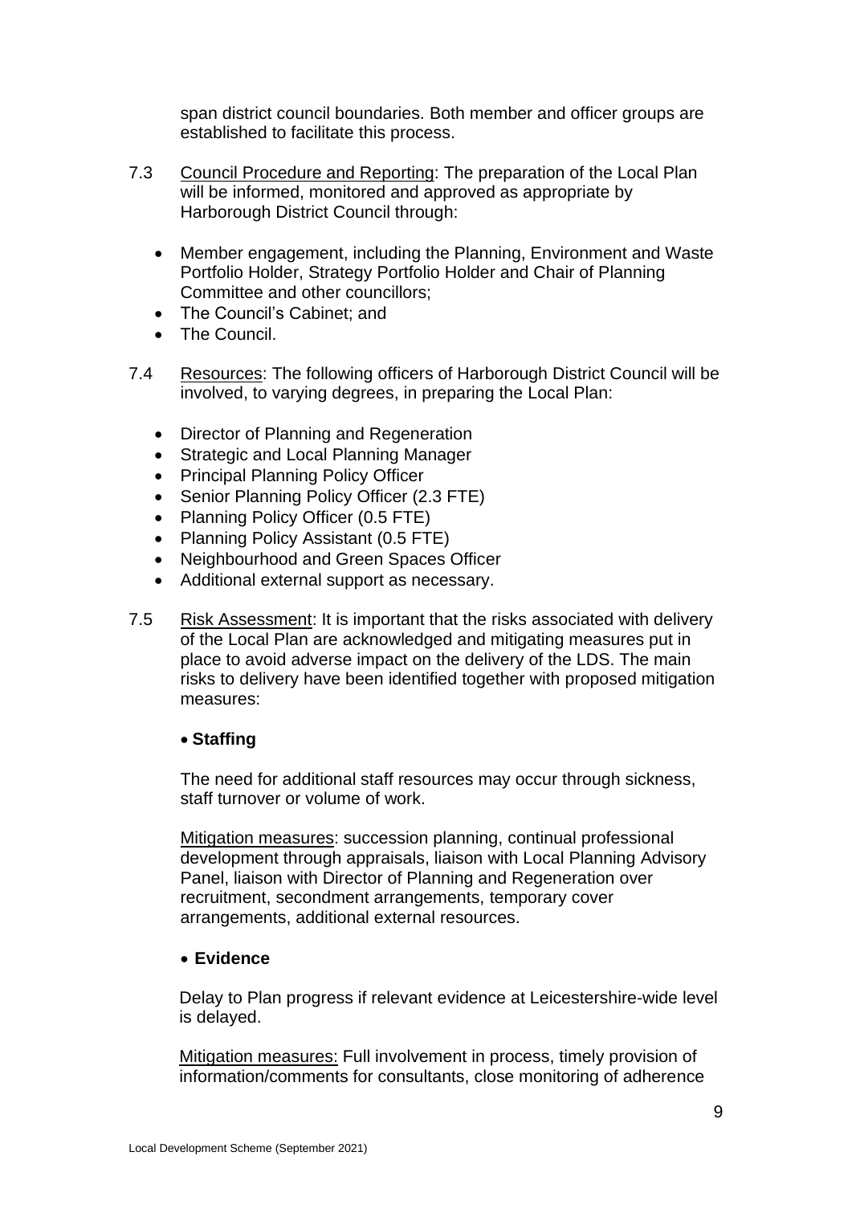span district council boundaries. Both member and officer groups are established to facilitate this process.

7.3 Council Procedure and Reporting: The preparation of the Local Plan will be informed, monitored and approved as appropriate by Harborough District Council through:

- Member engagement, including the Planning, Environment and Waste Portfolio Holder, Strategy Portfolio Holder and Chair of Planning Committee and other councillors;
- The Council's Cabinet; and
- The Council.

7.4 Resources: The following officers of Harborough District Council will be involved, to varying degrees, in preparing the Local Plan:

- Director of Planning and Regeneration
- Strategic and Local Planning Manager
- Principal Planning Policy Officer
- Senior Planning Policy Officer (2.3 FTE)
- Planning Policy Officer (0.5 FTE)
- Planning Policy Assistant (0.5 FTE)
- Neighbourhood and Green Spaces Officer
- Additional external support as necessary.

7.5 Risk Assessment: It is important that the risks associated with delivery of the Local Plan are acknowledged and mitigating measures put in place to avoid adverse impact on the delivery of the LDS. The main risks to delivery have been identified together with proposed mitigation measures:

- **Staffing**

  The need for additional staff resources may occur through sickness, staff turnover or volume of work.

  Mitigation measures: succession planning, continual professional development through appraisals, liaison with Local Planning Advisory Panel, liaison with Director of Planning and Regeneration over recruitment, secondment arrangements, temporary cover arrangements, additional external resources.

- **Evidence**

  Delay to Plan progress if relevant evidence at Leicestershire-wide level is delayed.

  Mitigation measures: Full involvement in process, timely provision of information/comments for consultants, close monitoring of adherence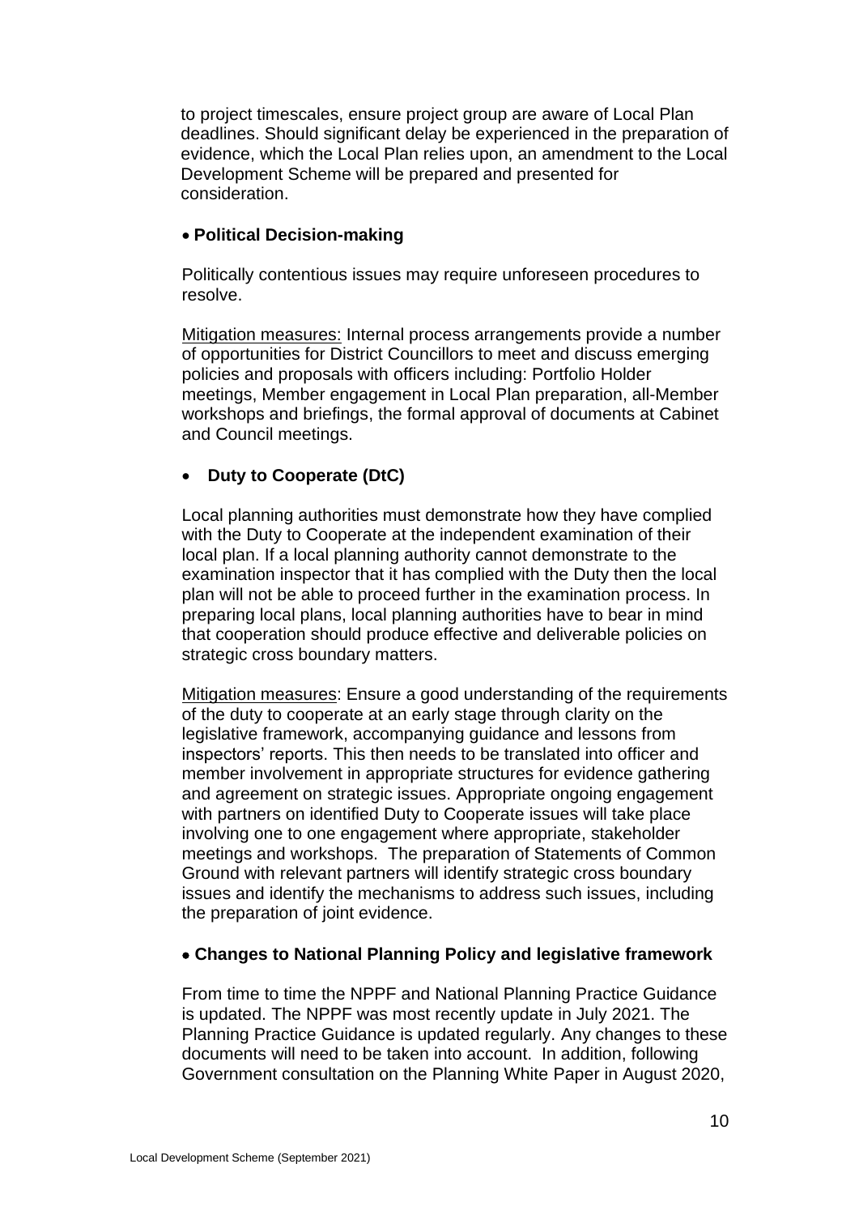to project timescales, ensure project group are aware of Local Plan deadlines. Should significant delay be experienced in the preparation of evidence, which the Local Plan relies upon, an amendment to the Local Development Scheme will be prepared and presented for consideration.

- **Political Decision-making**

  Politically contentious issues may require unforeseen procedures to resolve.

  Mitigation measures: Internal process arrangements provide a number of opportunities for District Councillors to meet and discuss emerging policies and proposals with officers including: Portfolio Holder meetings, Member engagement in Local Plan preparation, all-Member workshops and briefings, the formal approval of documents at Cabinet and Council meetings.

- **Duty to Cooperate (DtC)**

  Local planning authorities must demonstrate how they have complied with the Duty to Cooperate at the independent examination of their local plan. If a local planning authority cannot demonstrate to the examination inspector that it has complied with the Duty then the local plan will not be able to proceed further in the examination process. In preparing local plans, local planning authorities have to bear in mind that cooperation should produce effective and deliverable policies on strategic cross boundary matters.

  Mitigation measures: Ensure a good understanding of the requirements of the duty to cooperate at an early stage through clarity on the legislative framework, accompanying guidance and lessons from inspectors' reports. This then needs to be translated into officer and member involvement in appropriate structures for evidence gathering and agreement on strategic issues. Appropriate ongoing engagement with partners on identified Duty to Cooperate issues will take place involving one to one engagement where appropriate, stakeholder meetings and workshops. The preparation of Statements of Common Ground with relevant partners will identify strategic cross boundary issues and identify the mechanisms to address such issues, including the preparation of joint evidence.

- **Changes to National Planning Policy and legislative framework**

  From time to time the NPPF and National Planning Practice Guidance is updated. The NPPF was most recently update in July 2021. The Planning Practice Guidance is updated regularly. Any changes to these documents will need to be taken into account. In addition, following Government consultation on the Planning White Paper in August 2020,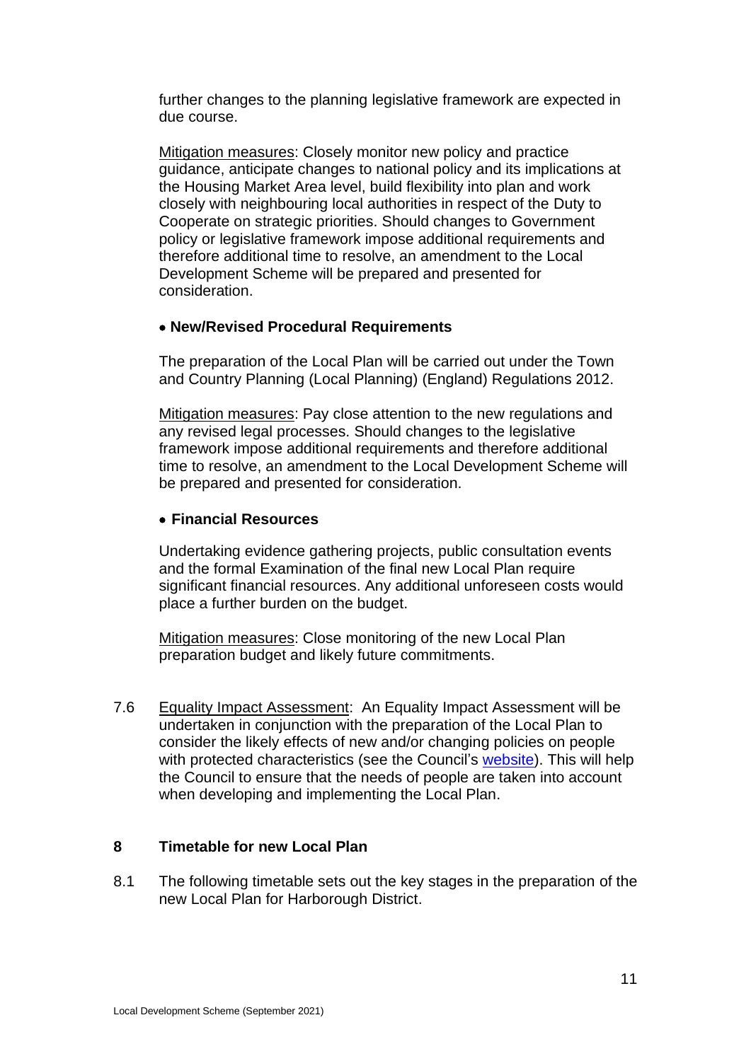further changes to the planning legislative framework are expected in due course.

Mitigation measures: Closely monitor new policy and practice guidance, anticipate changes to national policy and its implications at the Housing Market Area level, build flexibility into plan and work closely with neighbouring local authorities in respect of the Duty to Cooperate on strategic priorities. Should changes to Government policy or legislative framework impose additional requirements and therefore additional time to resolve, an amendment to the Local Development Scheme will be prepared and presented for consideration.

- **New/Revised Procedural Requirements**

The preparation of the Local Plan will be carried out under the Town and Country Planning (Local Planning) (England) Regulations 2012.

Mitigation measures: Pay close attention to the new regulations and any revised legal processes. Should changes to the legislative framework impose additional requirements and therefore additional time to resolve, an amendment to the Local Development Scheme will be prepared and presented for consideration.

- **Financial Resources**

Undertaking evidence gathering projects, public consultation events and the formal Examination of the final new Local Plan require significant financial resources. Any additional unforeseen costs would place a further burden on the budget.

Mitigation measures: Close monitoring of the new Local Plan preparation budget and likely future commitments.

7.6 Equality Impact Assessment: An Equality Impact Assessment will be undertaken in conjunction with the preparation of the Local Plan to consider the likely effects of new and/or changing policies on people with protected characteristics (see the Council's website). This will help the Council to ensure that the needs of people are taken into account when developing and implementing the Local Plan.

## 8 Timetable for new Local Plan

8.1 The following timetable sets out the key stages in the preparation of the new Local Plan for Harborough District.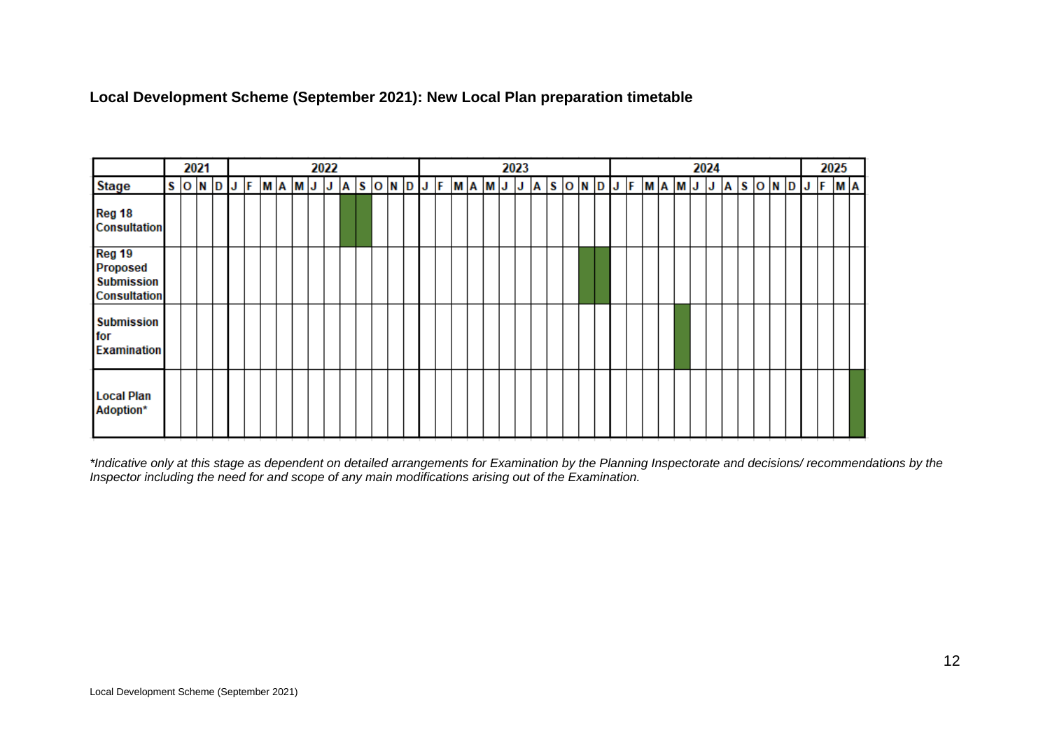**Local Development Scheme (September 2021): New Local Plan preparation timetable**

| | 2021 | | | | 2022 | | | | | | | | | | | | 2023 | | | | | | | | | | | | 2024 | | | | | | | | | | | | 2025 | | | |
|---|---|---|---|---|---|---|---|---|---|---|---|---|---|---|---|---|---|---|---|---|---|---|---|---|---|---|---|---|---|---|---|---|---|---|---|---|---|---|---|---|---|---|---|---|
| **Stage** | S | O | N | D | J | F | M | A | M | J | J | A | S | O | N | D | J | F | M | A | M | J | J | A | S | O | N | D | J | F | M | A | M | J | J | A | S | O | N | D | J | F | M | A |
| **Reg 18 Consultation** | | | | | | | | | | | | ■ | ■ | | | | | | | | | | | | | | | | | | | | | | | | | | | | | | | |
| **Reg 19 Proposed Submission Consultation** | | | | | | | | | | | | | | | | | | | | | | | | | | | ■ | ■ | | | | | | | | | | | | | | | | |
| **Submission for Examination** | | | | | | | | | | | | | | | | | | | | | | | | | | | | | | | | | ■ | | | | | | | | | | | |
| **Local Plan Adoption*** | | | | | | | | | | | | | | | | | | | | | | | | | | | | | | | | | | | | | | | | | | | | ■ |

*\*Indicative only at this stage as dependent on detailed arrangements for Examination by the Planning Inspectorate and decisions/ recommendations by the Inspector including the need for and scope of any main modifications arising out of the Examination.*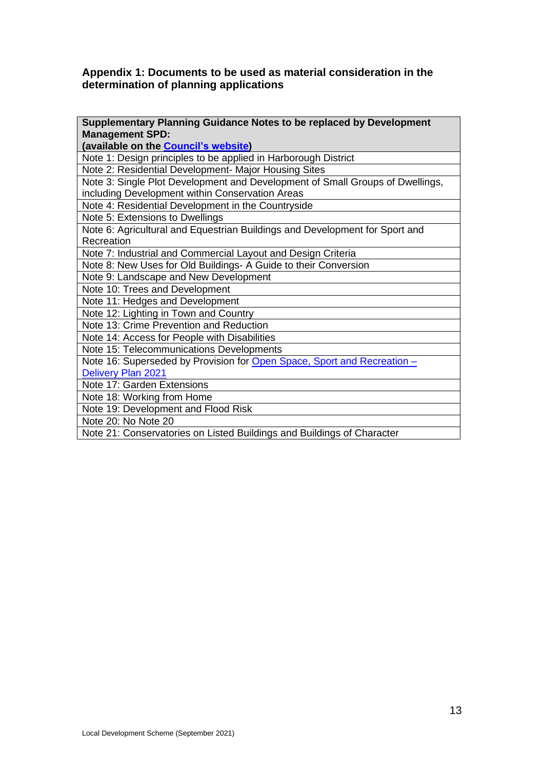## Appendix 1: Documents to be used as material consideration in the determination of planning applications

| **Supplementary Planning Guidance Notes to be replaced by Development Management SPD: (available on the Council's website)** |
|---|
| Note 1: Design principles to be applied in Harborough District |
| Note 2: Residential Development- Major Housing Sites |
| Note 3: Single Plot Development and Development of Small Groups of Dwellings, including Development within Conservation Areas |
| Note 4: Residential Development in the Countryside |
| Note 5: Extensions to Dwellings |
| Note 6: Agricultural and Equestrian Buildings and Development for Sport and Recreation |
| Note 7: Industrial and Commercial Layout and Design Criteria |
| Note 8: New Uses for Old Buildings- A Guide to their Conversion |
| Note 9: Landscape and New Development |
| Note 10: Trees and Development |
| Note 11: Hedges and Development |
| Note 12: Lighting in Town and Country |
| Note 13: Crime Prevention and Reduction |
| Note 14: Access for People with Disabilities |
| Note 15: Telecommunications Developments |
| Note 16: Superseded by Provision for Open Space, Sport and Recreation – Delivery Plan 2021 |
| Note 17: Garden Extensions |
| Note 18: Working from Home |
| Note 19: Development and Flood Risk |
| Note 20: No Note 20 |
| Note 21: Conservatories on Listed Buildings and Buildings of Character |